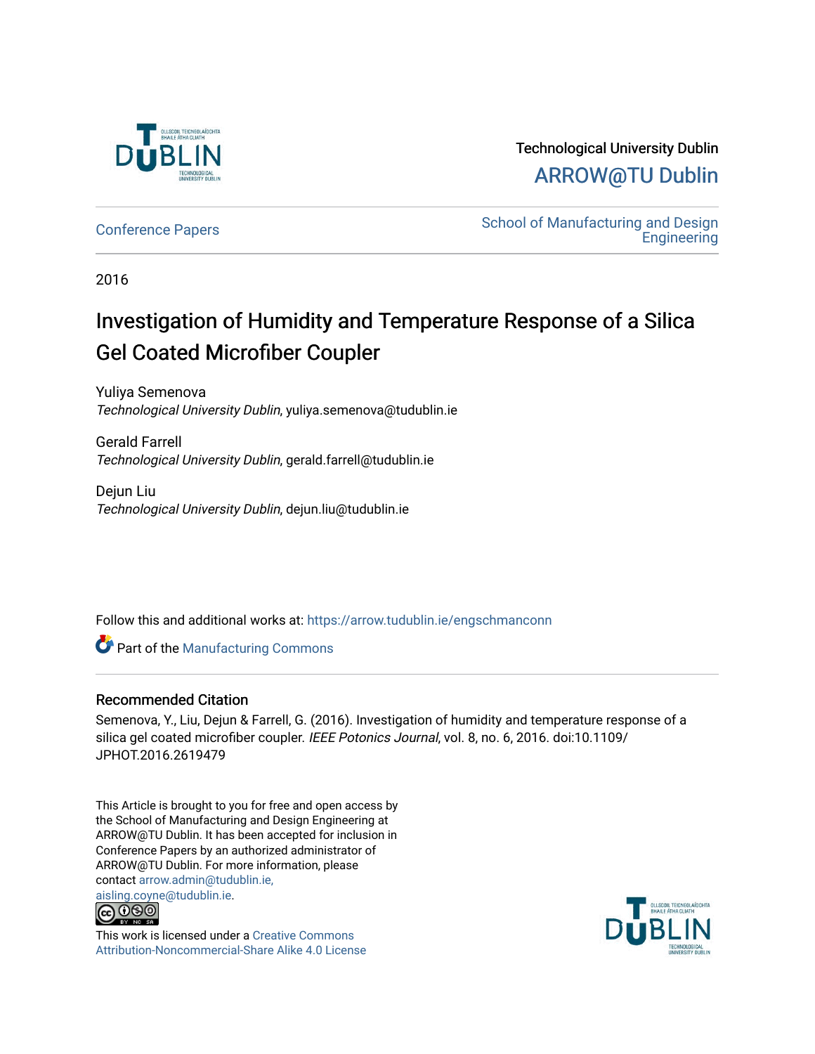Technological University Dublin

ARROW@TU Dublin

Conference Papers

School of Manufacturing and Design Engineering

2016

# Investigation of Humidity and Temperature Response of a Silica Gel Coated Microfiber Coupler

Yuliya Semenova
*Technological University Dublin*, yuliya.semenova@tudublin.ie

Gerald Farrell
*Technological University Dublin*, gerald.farrell@tudublin.ie

Dejun Liu
*Technological University Dublin*, dejun.liu@tudublin.ie

Follow this and additional works at: https://arrow.tudublin.ie/engschmanconn

Part of the Manufacturing Commons

### Recommended Citation

Semenova, Y., Liu, Dejun & Farrell, G. (2016). Investigation of humidity and temperature response of a silica gel coated microfiber coupler. *IEEE Potonics Journal*, vol. 8, no. 6, 2016. doi:10.1109/JPHOT.2016.2619479

This Article is brought to you for free and open access by the School of Manufacturing and Design Engineering at ARROW@TU Dublin. It has been accepted for inclusion in Conference Papers by an authorized administrator of ARROW@TU Dublin. For more information, please contact arrow.admin@tudublin.ie, aisling.coyne@tudublin.ie.

This work is licensed under a Creative Commons Attribution-Noncommercial-Share Alike 4.0 License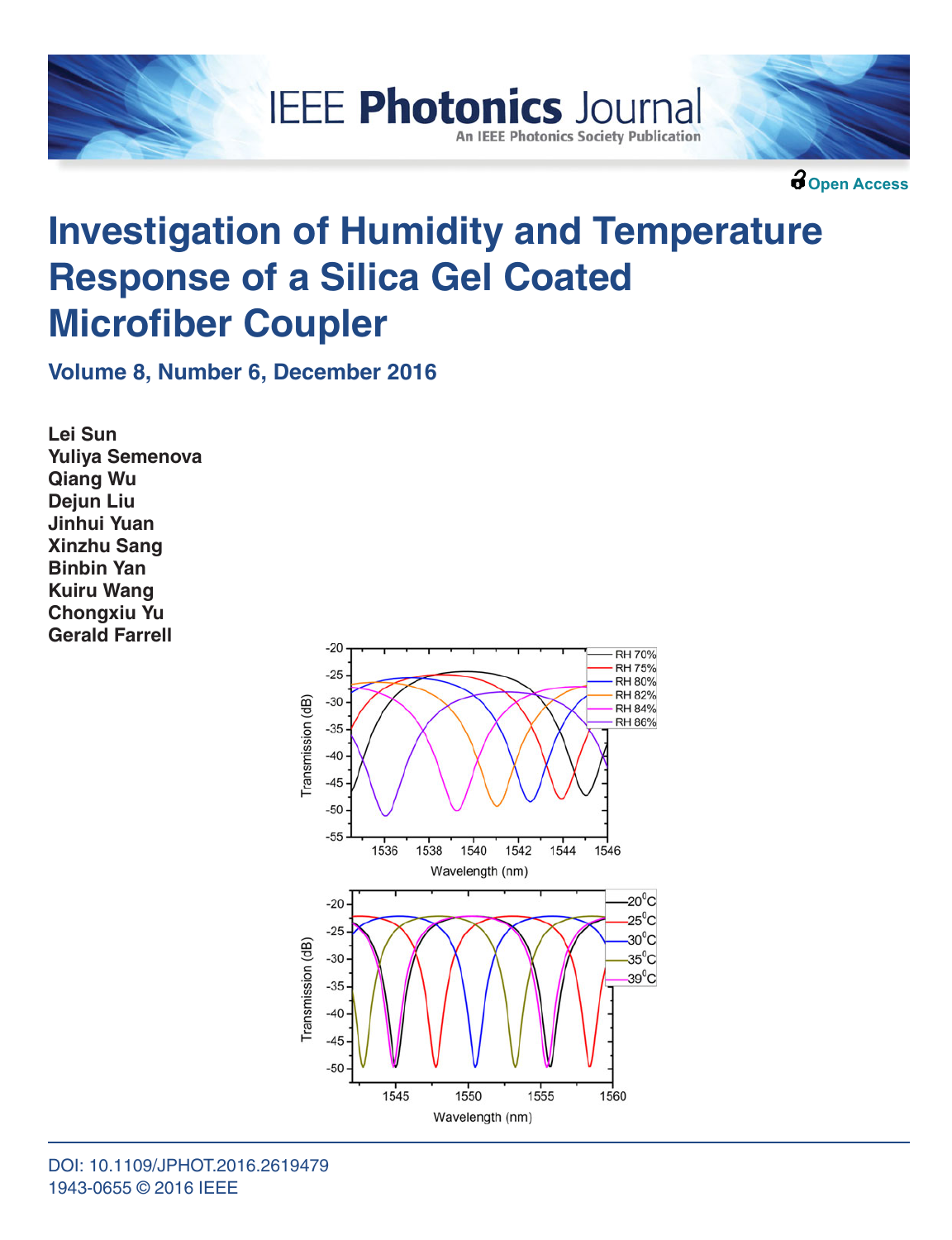🔓Open Access

# Investigation of Humidity and Temperature Response of a Silica Gel Coated Microfiber Coupler

**Volume 8, Number 6, December 2016**

**Lei Sun**
**Yuliya Semenova**
**Qiang Wu**
**Dejun Liu**
**Jinhui Yuan**
**Xinzhu Sang**
**Binbin Yan**
**Kuiru Wang**
**Chongxiu Yu**
**Gerald Farrell**

DOI: 10.1109/JPHOT.2016.2619479
1943-0655 © 2016 IEEE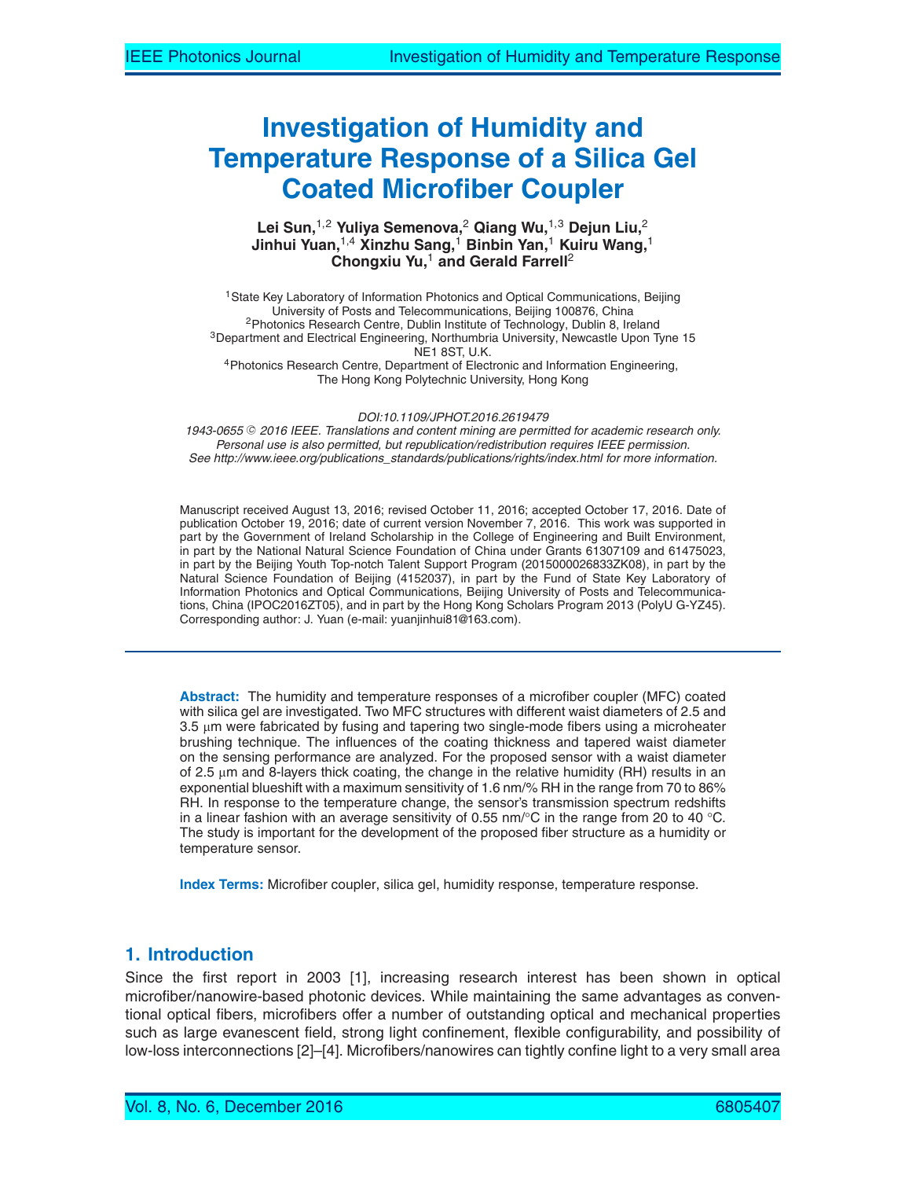# Investigation of Humidity and Temperature Response of a Silica Gel Coated Microfiber Coupler

**Lei Sun,[1,2] Yuliya Semenova,[2] Qiang Wu,[1,3] Dejun Liu,[2] Jinhui Yuan,[1,4] Xinzhu Sang,[1] Binbin Yan,[1] Kuiru Wang,[1] Chongxiu Yu,[1] and Gerald Farrell[2]**

[1]State Key Laboratory of Information Photonics and Optical Communications, Beijing University of Posts and Telecommunications, Beijing 100876, China
[2]Photonics Research Centre, Dublin Institute of Technology, Dublin 8, Ireland
[3]Department and Electrical Engineering, Northumbria University, Newcastle Upon Tyne 15 NE1 8ST, U.K.
[4]Photonics Research Centre, Department of Electronic and Information Engineering, The Hong Kong Polytechnic University, Hong Kong

*DOI:10.1109/JPHOT.2016.2619479*
*1943-0655 © 2016 IEEE. Translations and content mining are permitted for academic research only. Personal use is also permitted, but republication/redistribution requires IEEE permission. See http://www.ieee.org/publications_standards/publications/rights/index.html for more information.*

Manuscript received August 13, 2016; revised October 11, 2016; accepted October 17, 2016. Date of publication October 19, 2016; date of current version November 7, 2016. This work was supported in part by the Government of Ireland Scholarship in the College of Engineering and Built Environment, in part by the National Natural Science Foundation of China under Grants 61307109 and 61475023, in part by the Beijing Youth Top-notch Talent Support Program (2015000026833ZK08), in part by the Natural Science Foundation of Beijing (4152037), in part by the Fund of State Key Laboratory of Information Photonics and Optical Communications, Beijing University of Posts and Telecommunications, China (IPOC2016ZT05), and in part by the Hong Kong Scholars Program 2013 (PolyU G-YZ45). Corresponding author: J. Yuan (e-mail: yuanjinhui81@163.com).

**Abstract:** The humidity and temperature responses of a microfiber coupler (MFC) coated with silica gel are investigated. Two MFC structures with different waist diameters of 2.5 and 3.5 μm were fabricated by fusing and tapering two single-mode fibers using a microheater brushing technique. The influences of the coating thickness and tapered waist diameter on the sensing performance are analyzed. For the proposed sensor with a waist diameter of 2.5 μm and 8-layers thick coating, the change in the relative humidity (RH) results in an exponential blueshift with a maximum sensitivity of 1.6 nm/% RH in the range from 70 to 86% RH. In response to the temperature change, the sensor's transmission spectrum redshifts in a linear fashion with an average sensitivity of 0.55 nm/°C in the range from 20 to 40 °C. The study is important for the development of the proposed fiber structure as a humidity or temperature sensor.

**Index Terms:** Microfiber coupler, silica gel, humidity response, temperature response.

## 1. Introduction

Since the first report in 2003 [1], increasing research interest has been shown in optical microfiber/nanowire-based photonic devices. While maintaining the same advantages as conventional optical fibers, microfibers offer a number of outstanding optical and mechanical properties such as large evanescent field, strong light confinement, flexible configurability, and possibility of low-loss interconnections [2]–[4]. Microfibers/nanowires can tightly confine light to a very small area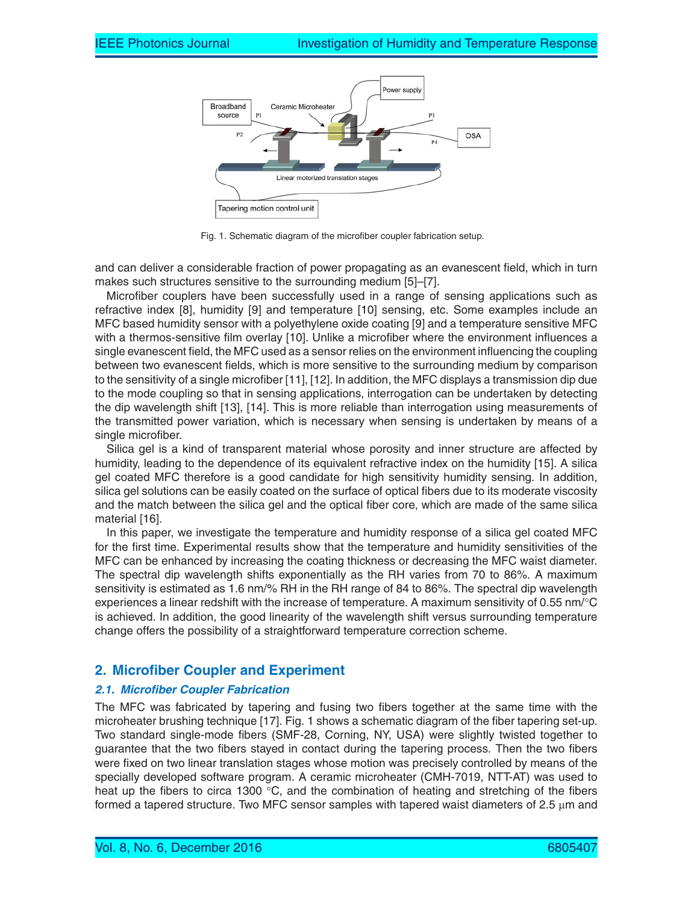Fig. 1. Schematic diagram of the microfiber coupler fabrication setup.

and can deliver a considerable fraction of power propagating as an evanescent field, which in turn makes such structures sensitive to the surrounding medium [5]–[7].

Microfiber couplers have been successfully used in a range of sensing applications such as refractive index [8], humidity [9] and temperature [10] sensing, etc. Some examples include an MFC based humidity sensor with a polyethylene oxide coating [9] and a temperature sensitive MFC with a thermos-sensitive film overlay [10]. Unlike a microfiber where the environment influences a single evanescent field, the MFC used as a sensor relies on the environment influencing the coupling between two evanescent fields, which is more sensitive to the surrounding medium by comparison to the sensitivity of a single microfiber [11], [12]. In addition, the MFC displays a transmission dip due to the mode coupling so that in sensing applications, interrogation can be undertaken by detecting the dip wavelength shift [13], [14]. This is more reliable than interrogation using measurements of the transmitted power variation, which is necessary when sensing is undertaken by means of a single microfiber.

Silica gel is a kind of transparent material whose porosity and inner structure are affected by humidity, leading to the dependence of its equivalent refractive index on the humidity [15]. A silica gel coated MFC therefore is a good candidate for high sensitivity humidity sensing. In addition, silica gel solutions can be easily coated on the surface of optical fibers due to its moderate viscosity and the match between the silica gel and the optical fiber core, which are made of the same silica material [16].

In this paper, we investigate the temperature and humidity response of a silica gel coated MFC for the first time. Experimental results show that the temperature and humidity sensitivities of the MFC can be enhanced by increasing the coating thickness or decreasing the MFC waist diameter. The spectral dip wavelength shifts exponentially as the RH varies from 70 to 86%. A maximum sensitivity is estimated as 1.6 nm/% RH in the RH range of 84 to 86%. The spectral dip wavelength experiences a linear redshift with the increase of temperature. A maximum sensitivity of 0.55 nm/°C is achieved. In addition, the good linearity of the wavelength shift versus surrounding temperature change offers the possibility of a straightforward temperature correction scheme.

## 2. Microfiber Coupler and Experiment

### *2.1. Microfiber Coupler Fabrication*

The MFC was fabricated by tapering and fusing two fibers together at the same time with the microheater brushing technique [17]. Fig. 1 shows a schematic diagram of the fiber tapering set-up. Two standard single-mode fibers (SMF-28, Corning, NY, USA) were slightly twisted together to guarantee that the two fibers stayed in contact during the tapering process. Then the two fibers were fixed on two linear translation stages whose motion was precisely controlled by means of the specially developed software program. A ceramic microheater (CMH-7019, NTT-AT) was used to heat up the fibers to circa 1300 °C, and the combination of heating and stretching of the fibers formed a tapered structure. Two MFC sensor samples with tapered waist diameters of 2.5 μm and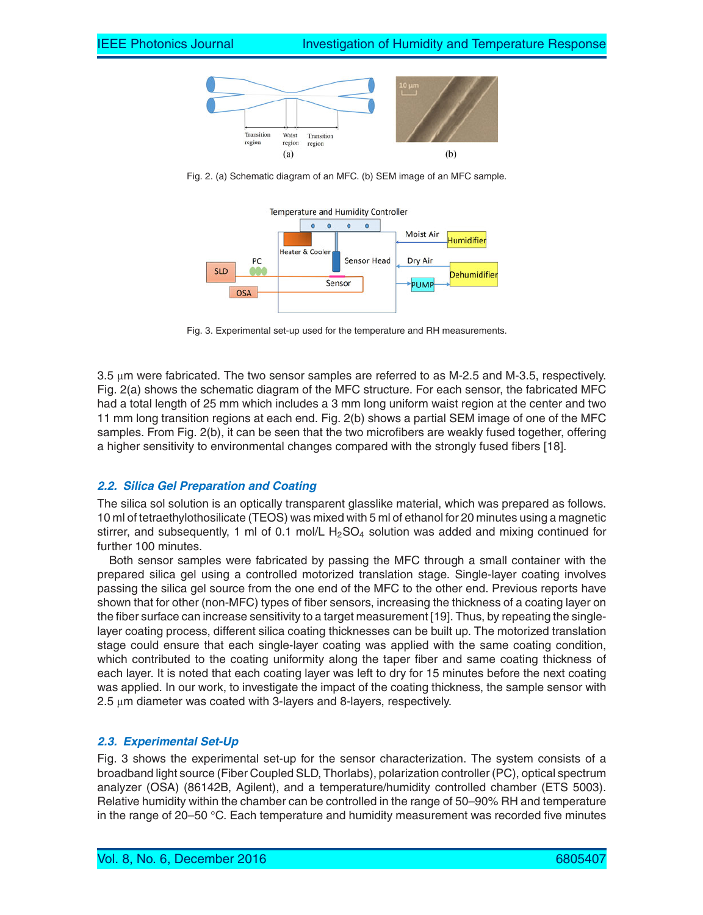Fig. 2. (a) Schematic diagram of an MFC. (b) SEM image of an MFC sample.

Fig. 3. Experimental set-up used for the temperature and RH measurements.

3.5 μm were fabricated. The two sensor samples are referred to as M-2.5 and M-3.5, respectively. Fig. 2(a) shows the schematic diagram of the MFC structure. For each sensor, the fabricated MFC had a total length of 25 mm which includes a 3 mm long uniform waist region at the center and two 11 mm long transition regions at each end. Fig. 2(b) shows a partial SEM image of one of the MFC samples. From Fig. 2(b), it can be seen that the two microfibers are weakly fused together, offering a higher sensitivity to environmental changes compared with the strongly fused fibers [18].

### *2.2. Silica Gel Preparation and Coating*

The silica sol solution is an optically transparent glasslike material, which was prepared as follows. 10 ml of tetraethylothosilicate (TEOS) was mixed with 5 ml of ethanol for 20 minutes using a magnetic stirrer, and subsequently, 1 ml of 0.1 mol/L $H_2SO_4$ solution was added and mixing continued for further 100 minutes.

Both sensor samples were fabricated by passing the MFC through a small container with the prepared silica gel using a controlled motorized translation stage. Single-layer coating involves passing the silica gel source from the one end of the MFC to the other end. Previous reports have shown that for other (non-MFC) types of fiber sensors, increasing the thickness of a coating layer on the fiber surface can increase sensitivity to a target measurement [19]. Thus, by repeating the single-layer coating process, different silica coating thicknesses can be built up. The motorized translation stage could ensure that each single-layer coating was applied with the same coating condition, which contributed to the coating uniformity along the taper fiber and same coating thickness of each layer. It is noted that each coating layer was left to dry for 15 minutes before the next coating was applied. In our work, to investigate the impact of the coating thickness, the sample sensor with 2.5 μm diameter was coated with 3-layers and 8-layers, respectively.

### *2.3. Experimental Set-Up*

Fig. 3 shows the experimental set-up for the sensor characterization. The system consists of a broadband light source (Fiber Coupled SLD, Thorlabs), polarization controller (PC), optical spectrum analyzer (OSA) (86142B, Agilent), and a temperature/humidity controlled chamber (ETS 5003). Relative humidity within the chamber can be controlled in the range of 50–90% RH and temperature in the range of 20–50 °C. Each temperature and humidity measurement was recorded five minutes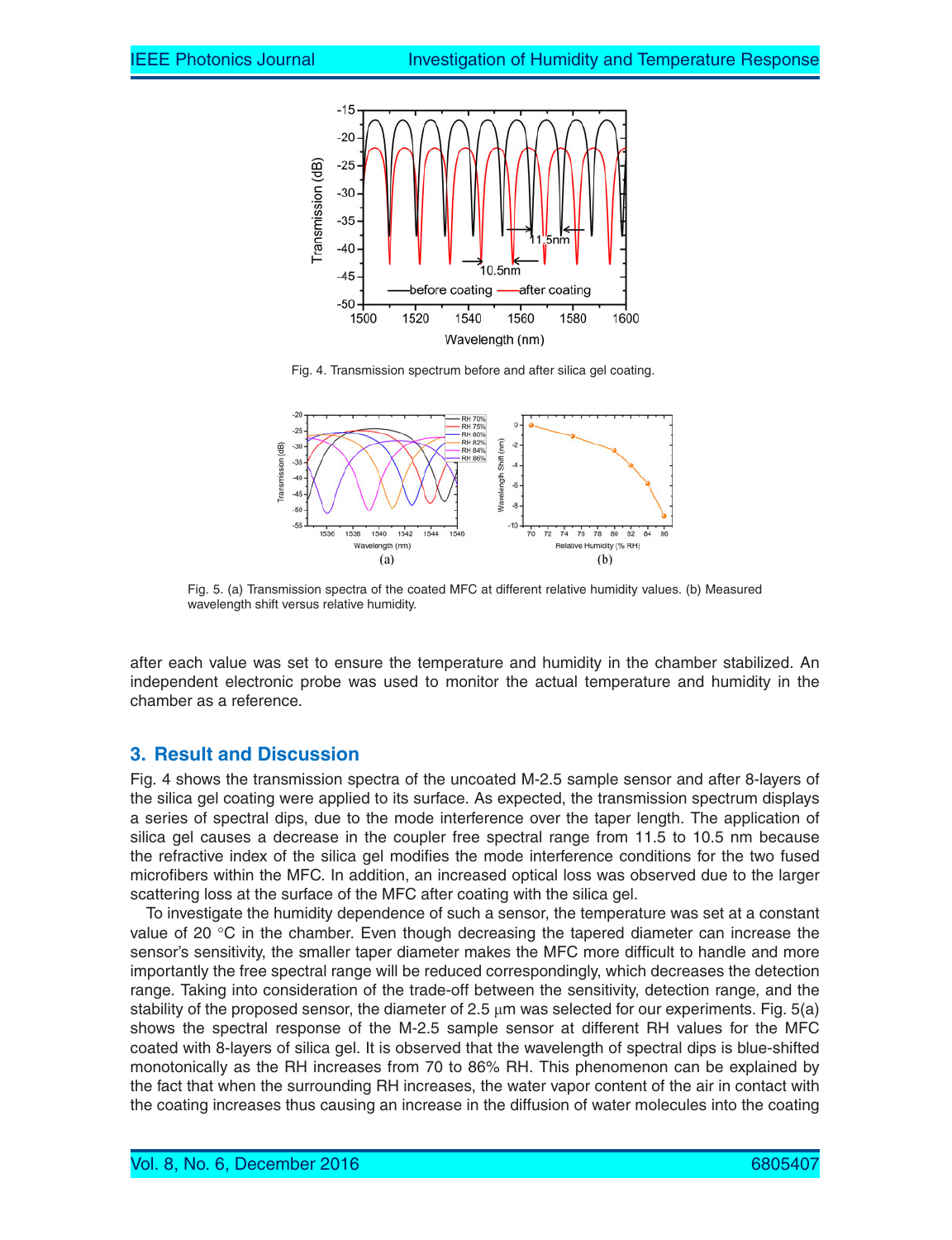Fig. 4. Transmission spectrum before and after silica gel coating.

Fig. 5. (a) Transmission spectra of the coated MFC at different relative humidity values. (b) Measured wavelength shift versus relative humidity.

after each value was set to ensure the temperature and humidity in the chamber stabilized. An independent electronic probe was used to monitor the actual temperature and humidity in the chamber as a reference.

## 3. Result and Discussion

Fig. 4 shows the transmission spectra of the uncoated M-2.5 sample sensor and after 8-layers of the silica gel coating were applied to its surface. As expected, the transmission spectrum displays a series of spectral dips, due to the mode interference over the taper length. The application of silica gel causes a decrease in the coupler free spectral range from 11.5 to 10.5 nm because the refractive index of the silica gel modifies the mode interference conditions for the two fused microfibers within the MFC. In addition, an increased optical loss was observed due to the larger scattering loss at the surface of the MFC after coating with the silica gel.

To investigate the humidity dependence of such a sensor, the temperature was set at a constant value of 20 °C in the chamber. Even though decreasing the tapered diameter can increase the sensor's sensitivity, the smaller taper diameter makes the MFC more difficult to handle and more importantly the free spectral range will be reduced correspondingly, which decreases the detection range. Taking into consideration of the trade-off between the sensitivity, detection range, and the stability of the proposed sensor, the diameter of 2.5 μm was selected for our experiments. Fig. 5(a) shows the spectral response of the M-2.5 sample sensor at different RH values for the MFC coated with 8-layers of silica gel. It is observed that the wavelength of spectral dips is blue-shifted monotonically as the RH increases from 70 to 86% RH. This phenomenon can be explained by the fact that when the surrounding RH increases, the water vapor content of the air in contact with the coating increases thus causing an increase in the diffusion of water molecules into the coating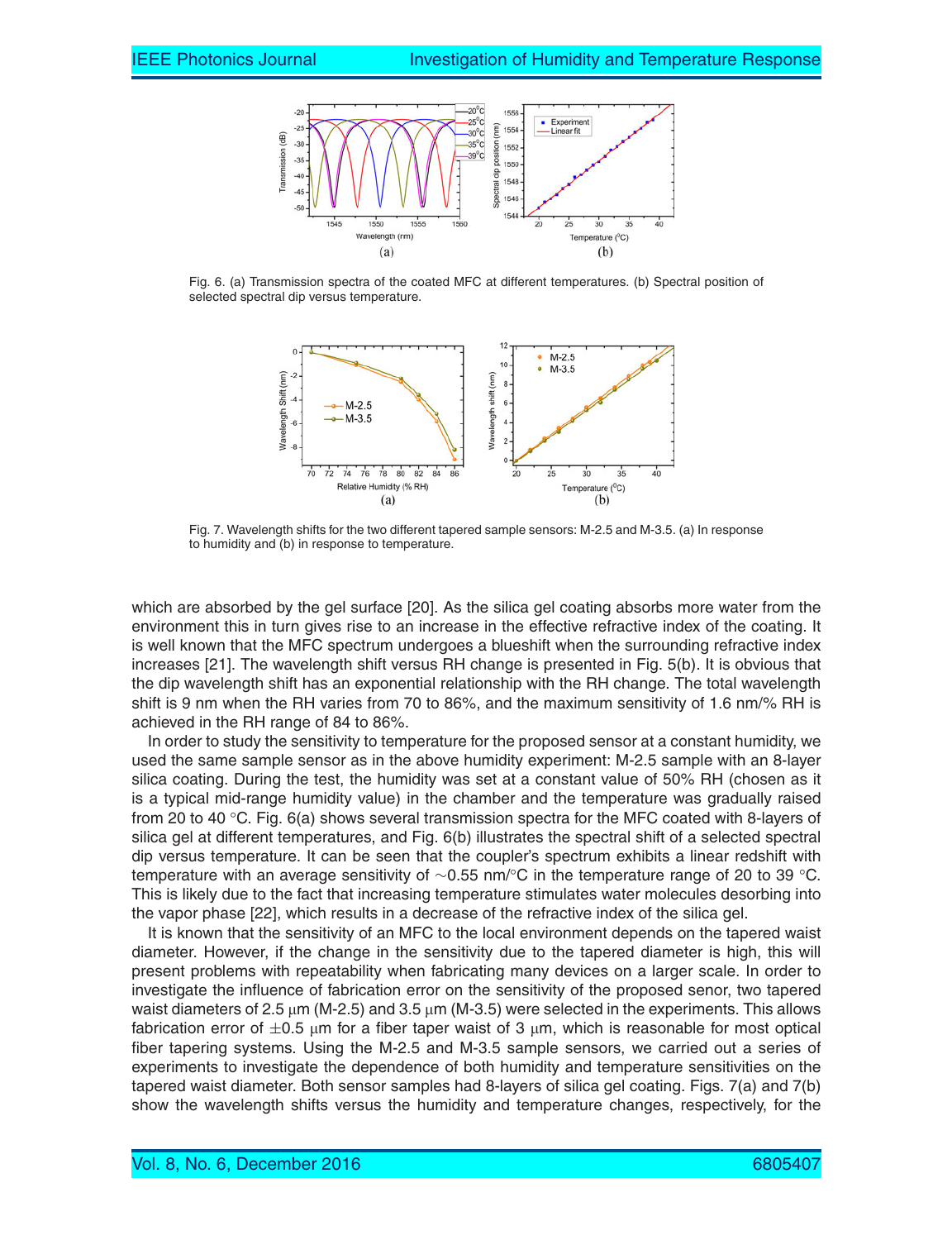Fig. 6. (a) Transmission spectra of the coated MFC at different temperatures. (b) Spectral position of selected spectral dip versus temperature.

Fig. 7. Wavelength shifts for the two different tapered sample sensors: M-2.5 and M-3.5. (a) In response to humidity and (b) in response to temperature.

which are absorbed by the gel surface [20]. As the silica gel coating absorbs more water from the environment this in turn gives rise to an increase in the effective refractive index of the coating. It is well known that the MFC spectrum undergoes a blueshift when the surrounding refractive index increases [21]. The wavelength shift versus RH change is presented in Fig. 5(b). It is obvious that the dip wavelength shift has an exponential relationship with the RH change. The total wavelength shift is 9 nm when the RH varies from 70 to 86%, and the maximum sensitivity of 1.6 nm/% RH is achieved in the RH range of 84 to 86%.

In order to study the sensitivity to temperature for the proposed sensor at a constant humidity, we used the same sample sensor as in the above humidity experiment: M-2.5 sample with an 8-layer silica coating. During the test, the humidity was set at a constant value of 50% RH (chosen as it is a typical mid-range humidity value) in the chamber and the temperature was gradually raised from 20 to 40 °C. Fig. 6(a) shows several transmission spectra for the MFC coated with 8-layers of silica gel at different temperatures, and Fig. 6(b) illustrates the spectral shift of a selected spectral dip versus temperature. It can be seen that the coupler's spectrum exhibits a linear redshift with temperature with an average sensitivity of ~0.55 nm/°C in the temperature range of 20 to 39 °C. This is likely due to the fact that increasing temperature stimulates water molecules desorbing into the vapor phase [22], which results in a decrease of the refractive index of the silica gel.

It is known that the sensitivity of an MFC to the local environment depends on the tapered waist diameter. However, if the change in the sensitivity due to the tapered diameter is high, this will present problems with repeatability when fabricating many devices on a larger scale. In order to investigate the influence of fabrication error on the sensitivity of the proposed senor, two tapered waist diameters of 2.5 μm (M-2.5) and 3.5 μm (M-3.5) were selected in the experiments. This allows fabrication error of ±0.5 μm for a fiber taper waist of 3 μm, which is reasonable for most optical fiber tapering systems. Using the M-2.5 and M-3.5 sample sensors, we carried out a series of experiments to investigate the dependence of both humidity and temperature sensitivities on the tapered waist diameter. Both sensor samples had 8-layers of silica gel coating. Figs. 7(a) and 7(b) show the wavelength shifts versus the humidity and temperature changes, respectively, for the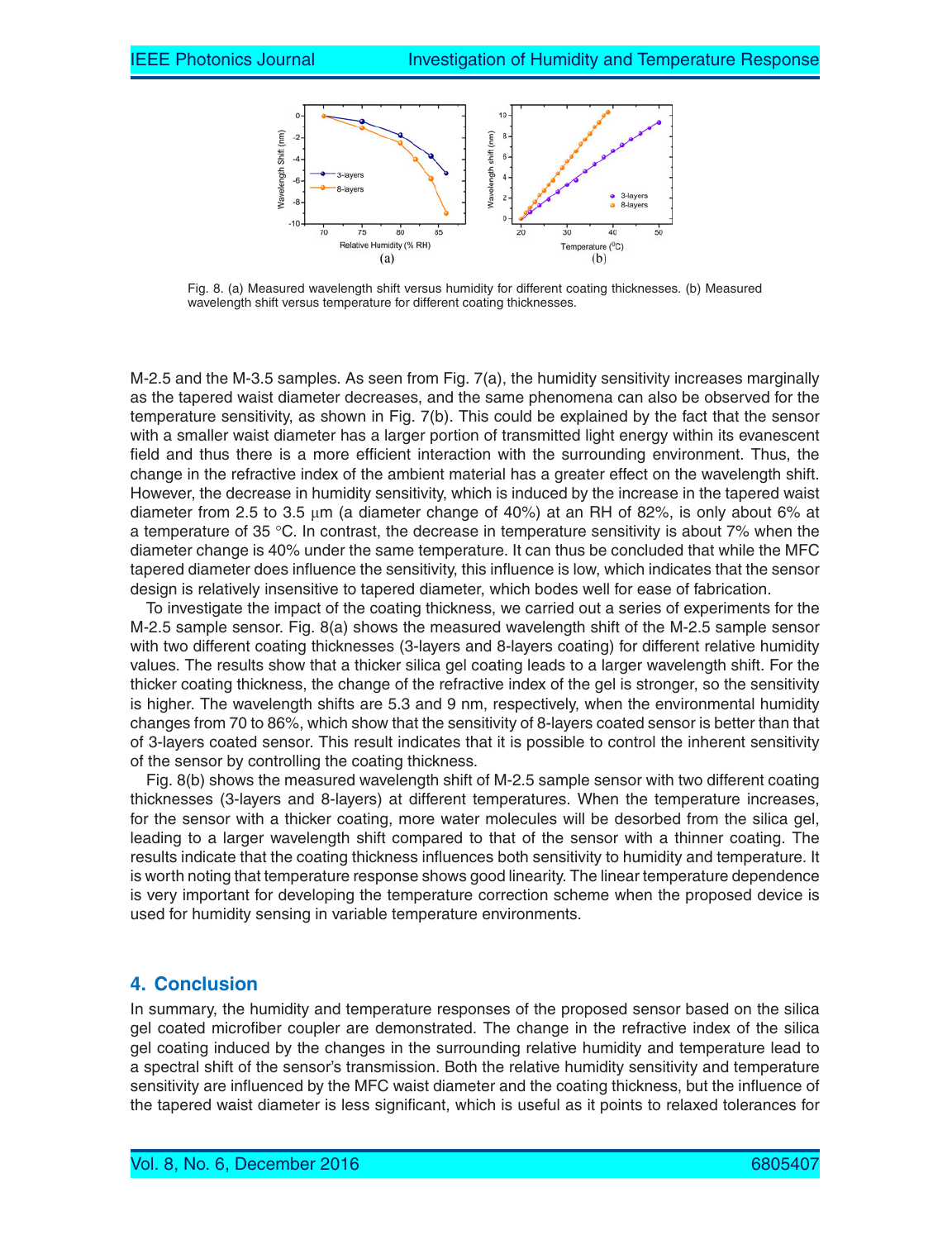Fig. 8. (a) Measured wavelength shift versus humidity for different coating thicknesses. (b) Measured wavelength shift versus temperature for different coating thicknesses.

M-2.5 and the M-3.5 samples. As seen from Fig. 7(a), the humidity sensitivity increases marginally as the tapered waist diameter decreases, and the same phenomena can also be observed for the temperature sensitivity, as shown in Fig. 7(b). This could be explained by the fact that the sensor with a smaller waist diameter has a larger portion of transmitted light energy within its evanescent field and thus there is a more efficient interaction with the surrounding environment. Thus, the change in the refractive index of the ambient material has a greater effect on the wavelength shift. However, the decrease in humidity sensitivity, which is induced by the increase in the tapered waist diameter from 2.5 to 3.5 μm (a diameter change of 40%) at an RH of 82%, is only about 6% at a temperature of 35 °C. In contrast, the decrease in temperature sensitivity is about 7% when the diameter change is 40% under the same temperature. It can thus be concluded that while the MFC tapered diameter does influence the sensitivity, this influence is low, which indicates that the sensor design is relatively insensitive to tapered diameter, which bodes well for ease of fabrication.

To investigate the impact of the coating thickness, we carried out a series of experiments for the M-2.5 sample sensor. Fig. 8(a) shows the measured wavelength shift of the M-2.5 sample sensor with two different coating thicknesses (3-layers and 8-layers coating) for different relative humidity values. The results show that a thicker silica gel coating leads to a larger wavelength shift. For the thicker coating thickness, the change of the refractive index of the gel is stronger, so the sensitivity is higher. The wavelength shifts are 5.3 and 9 nm, respectively, when the environmental humidity changes from 70 to 86%, which show that the sensitivity of 8-layers coated sensor is better than that of 3-layers coated sensor. This result indicates that it is possible to control the inherent sensitivity of the sensor by controlling the coating thickness.

Fig. 8(b) shows the measured wavelength shift of M-2.5 sample sensor with two different coating thicknesses (3-layers and 8-layers) at different temperatures. When the temperature increases, for the sensor with a thicker coating, more water molecules will be desorbed from the silica gel, leading to a larger wavelength shift compared to that of the sensor with a thinner coating. The results indicate that the coating thickness influences both sensitivity to humidity and temperature. It is worth noting that temperature response shows good linearity. The linear temperature dependence is very important for developing the temperature correction scheme when the proposed device is used for humidity sensing in variable temperature environments.

## 4. Conclusion

In summary, the humidity and temperature responses of the proposed sensor based on the silica gel coated microfiber coupler are demonstrated. The change in the refractive index of the silica gel coating induced by the changes in the surrounding relative humidity and temperature lead to a spectral shift of the sensor's transmission. Both the relative humidity sensitivity and temperature sensitivity are influenced by the MFC waist diameter and the coating thickness, but the influence of the tapered waist diameter is less significant, which is useful as it points to relaxed tolerances for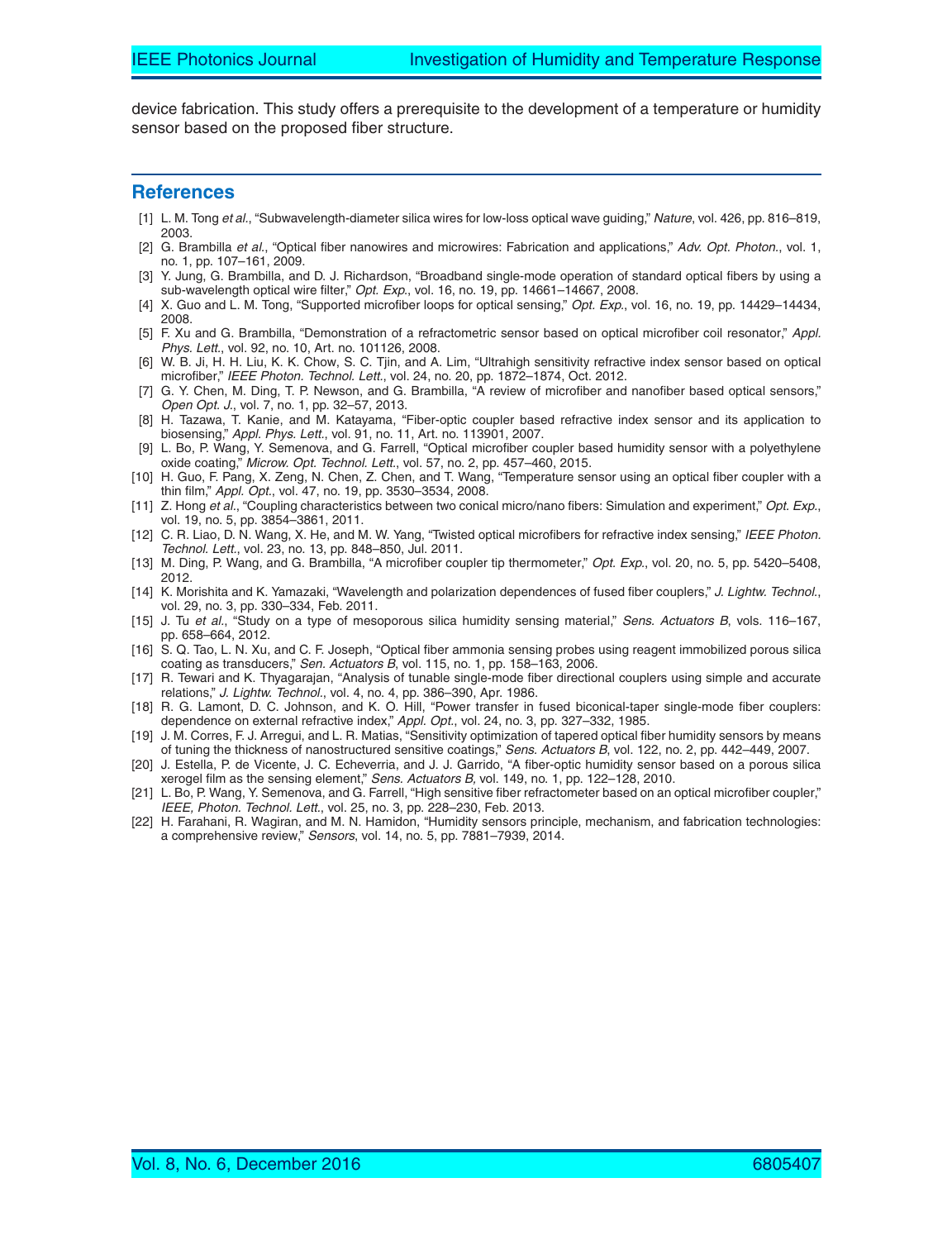device fabrication. This study offers a prerequisite to the development of a temperature or humidity sensor based on the proposed fiber structure.

## References

[1] L. M. Tong *et al.*, "Subwavelength-diameter silica wires for low-loss optical wave guiding," *Nature*, vol. 426, pp. 816–819, 2003.

[2] G. Brambilla *et al.*, "Optical fiber nanowires and microwires: Fabrication and applications," *Adv. Opt. Photon.*, vol. 1, no. 1, pp. 107–161, 2009.

[3] Y. Jung, G. Brambilla, and D. J. Richardson, "Broadband single-mode operation of standard optical fibers by using a sub-wavelength optical wire filter," *Opt. Exp.*, vol. 16, no. 19, pp. 14661–14667, 2008.

[4] X. Guo and L. M. Tong, "Supported microfiber loops for optical sensing," *Opt. Exp.*, vol. 16, no. 19, pp. 14429–14434, 2008.

[5] F. Xu and G. Brambilla, "Demonstration of a refractometric sensor based on optical microfiber coil resonator," *Appl. Phys. Lett.*, vol. 92, no. 10, Art. no. 101126, 2008.

[6] W. B. Ji, H. H. Liu, K. K. Chow, S. C. Tjin, and A. Lim, "Ultrahigh sensitivity refractive index sensor based on optical microfiber," *IEEE Photon. Technol. Lett.*, vol. 24, no. 20, pp. 1872–1874, Oct. 2012.

[7] G. Y. Chen, M. Ding, T. P. Newson, and G. Brambilla, "A review of microfiber and nanofiber based optical sensors," *Open Opt. J.*, vol. 7, no. 1, pp. 32–57, 2013.

[8] H. Tazawa, T. Kanie, and M. Katayama, "Fiber-optic coupler based refractive index sensor and its application to biosensing," *Appl. Phys. Lett.*, vol. 91, no. 11, Art. no. 113901, 2007.

[9] L. Bo, P. Wang, Y. Semenova, and G. Farrell, "Optical microfiber coupler based humidity sensor with a polyethylene oxide coating," *Microw. Opt. Technol. Lett.*, vol. 57, no. 2, pp. 457–460, 2015.

[10] H. Guo, F. Pang, X. Zeng, N. Chen, Z. Chen, and T. Wang, "Temperature sensor using an optical fiber coupler with a thin film," *Appl. Opt.*, vol. 47, no. 19, pp. 3530–3534, 2008.

[11] Z. Hong *et al.*, "Coupling characteristics between two conical micro/nano fibers: Simulation and experiment," *Opt. Exp.*, vol. 19, no. 5, pp. 3854–3861, 2011.

[12] C. R. Liao, D. N. Wang, X. He, and M. W. Yang, "Twisted optical microfibers for refractive index sensing," *IEEE Photon. Technol. Lett.*, vol. 23, no. 13, pp. 848–850, Jul. 2011.

[13] M. Ding, P. Wang, and G. Brambilla, "A microfiber coupler tip thermometer," *Opt. Exp.*, vol. 20, no. 5, pp. 5420–5408, 2012.

[14] K. Morishita and K. Yamazaki, "Wavelength and polarization dependences of fused fiber couplers," *J. Lightw. Technol.*, vol. 29, no. 3, pp. 330–334, Feb. 2011.

[15] J. Tu *et al.*, "Study on a type of mesoporous silica humidity sensing material," *Sens. Actuators B*, vols. 116–167, pp. 658–664, 2012.

[16] S. Q. Tao, L. N. Xu, and C. F. Joseph, "Optical fiber ammonia sensing probes using reagent immobilized porous silica coating as transducers," *Sen. Actuators B*, vol. 115, no. 1, pp. 158–163, 2006.

[17] R. Tewari and K. Thyagarajan, "Analysis of tunable single-mode fiber directional couplers using simple and accurate relations," *J. Lightw. Technol.*, vol. 4, no. 4, pp. 386–390, Apr. 1986.

[18] R. G. Lamont, D. C. Johnson, and K. O. Hill, "Power transfer in fused biconical-taper single-mode fiber couplers: dependence on external refractive index," *Appl. Opt.*, vol. 24, no. 3, pp. 327–332, 1985.

[19] J. M. Corres, F. J. Arregui, and L. R. Matias, "Sensitivity optimization of tapered optical fiber humidity sensors by means of tuning the thickness of nanostructured sensitive coatings," *Sens. Actuators B*, vol. 122, no. 2, pp. 442–449, 2007.

[20] J. Estella, P. de Vicente, J. C. Echeverria, and J. J. Garrido, "A fiber-optic humidity sensor based on a porous silica xerogel film as the sensing element," *Sens. Actuators B*, vol. 149, no. 1, pp. 122–128, 2010.

[21] L. Bo, P. Wang, Y. Semenova, and G. Farrell, "High sensitive fiber refractometer based on an optical microfiber coupler," *IEEE, Photon. Technol. Lett.*, vol. 25, no. 3, pp. 228–230, Feb. 2013.

[22] H. Farahani, R. Wagiran, and M. N. Hamidon, "Humidity sensors principle, mechanism, and fabrication technologies: a comprehensive review," *Sensors*, vol. 14, no. 5, pp. 7881–7939, 2014.